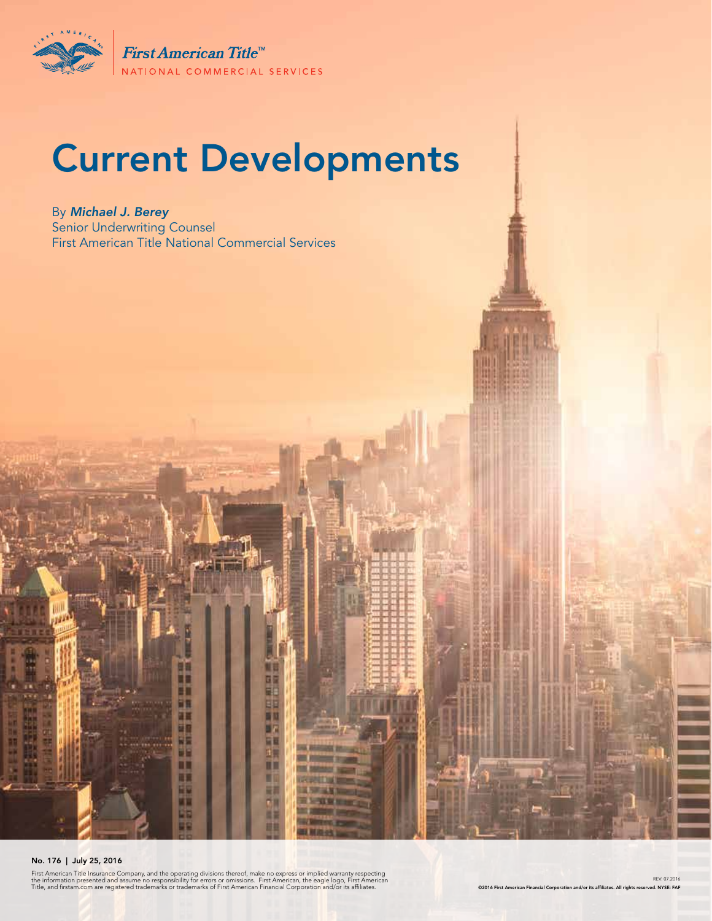First American Title™

NATIONAL COMMERCIAL SERVICES

# Current Developments

By ***Michael J. Berey***
Senior Underwriting Counsel
First American Title National Commercial Services

**No. 176 | July 25, 2016**

First American Title Insurance Company, and the operating divisions thereof, make no express or implied warranty respecting the information presented and assume no responsibility for errors or omissions. First American, the eagle logo, First American Title, and firstam.com are registered trademarks or trademarks of First American Financial Corporation and/or its affiliates.

REV. 07.2016

**©2016 First American Financial Corporation and/or its affiliates. All rights reserved. NYSE: FAF**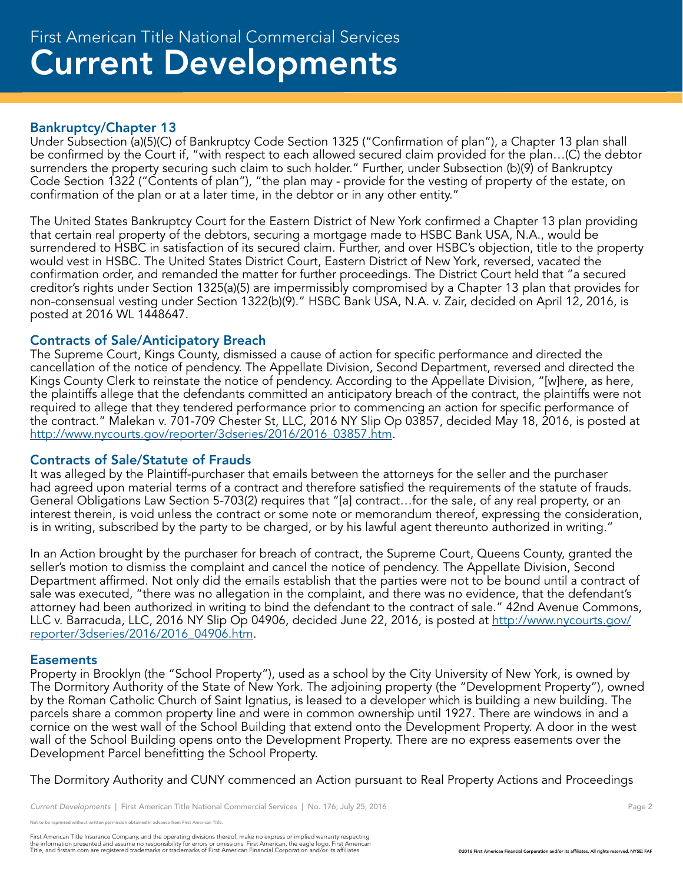# First American Title National Commercial Services
# Current Developments

## Bankruptcy/Chapter 13

Under Subsection (a)(5)(C) of Bankruptcy Code Section 1325 ("Confirmation of plan"), a Chapter 13 plan shall be confirmed by the Court if, "with respect to each allowed secured claim provided for the plan…(C) the debtor surrenders the property securing such claim to such holder." Further, under Subsection (b)(9) of Bankruptcy Code Section 1322 ("Contents of plan"), "the plan may - provide for the vesting of property of the estate, on confirmation of the plan or at a later time, in the debtor or in any other entity."

The United States Bankruptcy Court for the Eastern District of New York confirmed a Chapter 13 plan providing that certain real property of the debtors, securing a mortgage made to HSBC Bank USA, N.A., would be surrendered to HSBC in satisfaction of its secured claim. Further, and over HSBC's objection, title to the property would vest in HSBC. The United States District Court, Eastern District of New York, reversed, vacated the confirmation order, and remanded the matter for further proceedings. The District Court held that "a secured creditor's rights under Section 1325(a)(5) are impermissibly compromised by a Chapter 13 plan that provides for non-consensual vesting under Section 1322(b)(9)." HSBC Bank USA, N.A. v. Zair, decided on April 12, 2016, is posted at 2016 WL 1448647.

## Contracts of Sale/Anticipatory Breach

The Supreme Court, Kings County, dismissed a cause of action for specific performance and directed the cancellation of the notice of pendency. The Appellate Division, Second Department, reversed and directed the Kings County Clerk to reinstate the notice of pendency. According to the Appellate Division, "[w]here, as here, the plaintiffs allege that the defendants committed an anticipatory breach of the contract, the plaintiffs were not required to allege that they tendered performance prior to commencing an action for specific performance of the contract." Malekan v. 701-709 Chester St, LLC, 2016 NY Slip Op 03857, decided May 18, 2016, is posted at http://www.nycourts.gov/reporter/3dseries/2016/2016_03857.htm.

## Contracts of Sale/Statute of Frauds

It was alleged by the Plaintiff-purchaser that emails between the attorneys for the seller and the purchaser had agreed upon material terms of a contract and therefore satisfied the requirements of the statute of frauds. General Obligations Law Section 5-703(2) requires that "[a] contract…for the sale, of any real property, or an interest therein, is void unless the contract or some note or memorandum thereof, expressing the consideration, is in writing, subscribed by the party to be charged, or by his lawful agent thereunto authorized in writing."

In an Action brought by the purchaser for breach of contract, the Supreme Court, Queens County, granted the seller's motion to dismiss the complaint and cancel the notice of pendency. The Appellate Division, Second Department affirmed. Not only did the emails establish that the parties were not to be bound until a contract of sale was executed, "there was no allegation in the complaint, and there was no evidence, that the defendant's attorney had been authorized in writing to bind the defendant to the contract of sale." 42nd Avenue Commons, LLC v. Barracuda, LLC, 2016 NY Slip Op 04906, decided June 22, 2016, is posted at http://www.nycourts.gov/reporter/3dseries/2016/2016_04906.htm.

## Easements

Property in Brooklyn (the "School Property"), used as a school by the City University of New York, is owned by The Dormitory Authority of the State of New York. The adjoining property (the "Development Property"), owned by the Roman Catholic Church of Saint Ignatius, is leased to a developer which is building a new building. The parcels share a common property line and were in common ownership until 1927. There are windows in and a cornice on the west wall of the School Building that extend onto the Development Property. A door in the west wall of the School Building opens onto the Development Property. There are no express easements over the Development Parcel benefitting the School Property.

The Dormitory Authority and CUNY commenced an Action pursuant to Real Property Actions and Proceedings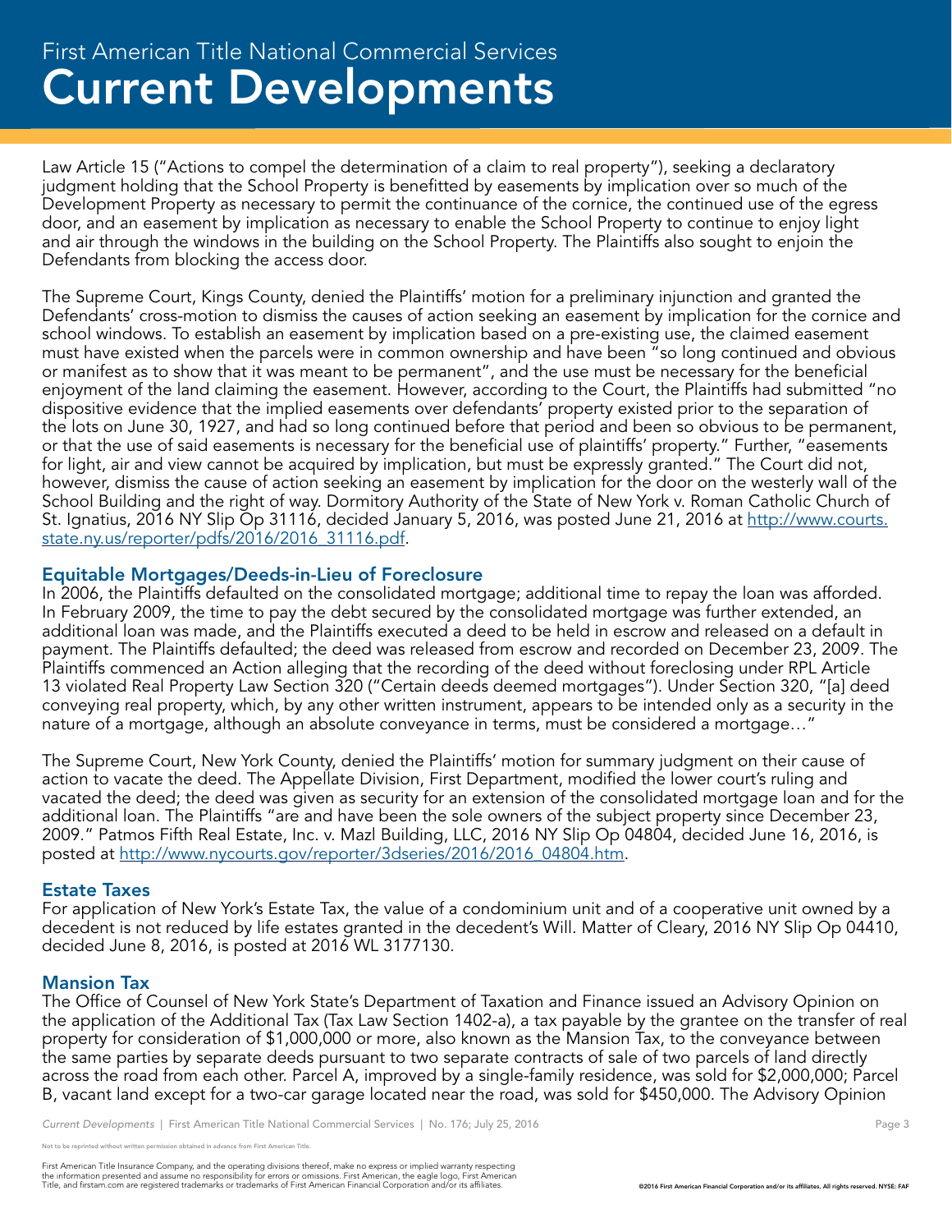Law Article 15 ("Actions to compel the determination of a claim to real property"), seeking a declaratory judgment holding that the School Property is benefitted by easements by implication over so much of the Development Property as necessary to permit the continuance of the cornice, the continued use of the egress door, and an easement by implication as necessary to enable the School Property to continue to enjoy light and air through the windows in the building on the School Property. The Plaintiffs also sought to enjoin the Defendants from blocking the access door.

The Supreme Court, Kings County, denied the Plaintiffs' motion for a preliminary injunction and granted the Defendants' cross-motion to dismiss the causes of action seeking an easement by implication for the cornice and school windows. To establish an easement by implication based on a pre-existing use, the claimed easement must have existed when the parcels were in common ownership and have been "so long continued and obvious or manifest as to show that it was meant to be permanent", and the use must be necessary for the beneficial enjoyment of the land claiming the easement. However, according to the Court, the Plaintiffs had submitted "no dispositive evidence that the implied easements over defendants' property existed prior to the separation of the lots on June 30, 1927, and had so long continued before that period and been so obvious to be permanent, or that the use of said easements is necessary for the beneficial use of plaintiffs' property." Further, "easements for light, air and view cannot be acquired by implication, but must be expressly granted." The Court did not, however, dismiss the cause of action seeking an easement by implication for the door on the westerly wall of the School Building and the right of way. Dormitory Authority of the State of New York v. Roman Catholic Church of St. Ignatius, 2016 NY Slip Op 31116, decided January 5, 2016, was posted June 21, 2016 at [http://www.courts.state.ny.us/reporter/pdfs/2016/2016_31116.pdf](http://www.courts.state.ny.us/reporter/pdfs/2016/2016_31116.pdf).

## Equitable Mortgages/Deeds-in-Lieu of Foreclosure

In 2006, the Plaintiffs defaulted on the consolidated mortgage; additional time to repay the loan was afforded. In February 2009, the time to pay the debt secured by the consolidated mortgage was further extended, an additional loan was made, and the Plaintiffs executed a deed to be held in escrow and released on a default in payment. The Plaintiffs defaulted; the deed was released from escrow and recorded on December 23, 2009. The Plaintiffs commenced an Action alleging that the recording of the deed without foreclosing under RPL Article 13 violated Real Property Law Section 320 ("Certain deeds deemed mortgages"). Under Section 320, "[a] deed conveying real property, which, by any other written instrument, appears to be intended only as a security in the nature of a mortgage, although an absolute conveyance in terms, must be considered a mortgage…"

The Supreme Court, New York County, denied the Plaintiffs' motion for summary judgment on their cause of action to vacate the deed. The Appellate Division, First Department, modified the lower court's ruling and vacated the deed; the deed was given as security for an extension of the consolidated mortgage loan and for the additional loan. The Plaintiffs "are and have been the sole owners of the subject property since December 23, 2009." Patmos Fifth Real Estate, Inc. v. Mazl Building, LLC, 2016 NY Slip Op 04804, decided June 16, 2016, is posted at [http://www.nycourts.gov/reporter/3dseries/2016/2016_04804.htm](http://www.nycourts.gov/reporter/3dseries/2016/2016_04804.htm).

## Estate Taxes

For application of New York's Estate Tax, the value of a condominium unit and of a cooperative unit owned by a decedent is not reduced by life estates granted in the decedent's Will. Matter of Cleary, 2016 NY Slip Op 04410, decided June 8, 2016, is posted at 2016 WL 3177130.

## Mansion Tax

The Office of Counsel of New York State's Department of Taxation and Finance issued an Advisory Opinion on the application of the Additional Tax (Tax Law Section 1402-a), a tax payable by the grantee on the transfer of real property for consideration of $1,000,000 or more, also known as the Mansion Tax, to the conveyance between the same parties by separate deeds pursuant to two separate contracts of sale of two parcels of land directly across the road from each other. Parcel A, improved by a single-family residence, was sold for $2,000,000; Parcel B, vacant land except for a two-car garage located near the road, was sold for $450,000. The Advisory Opinion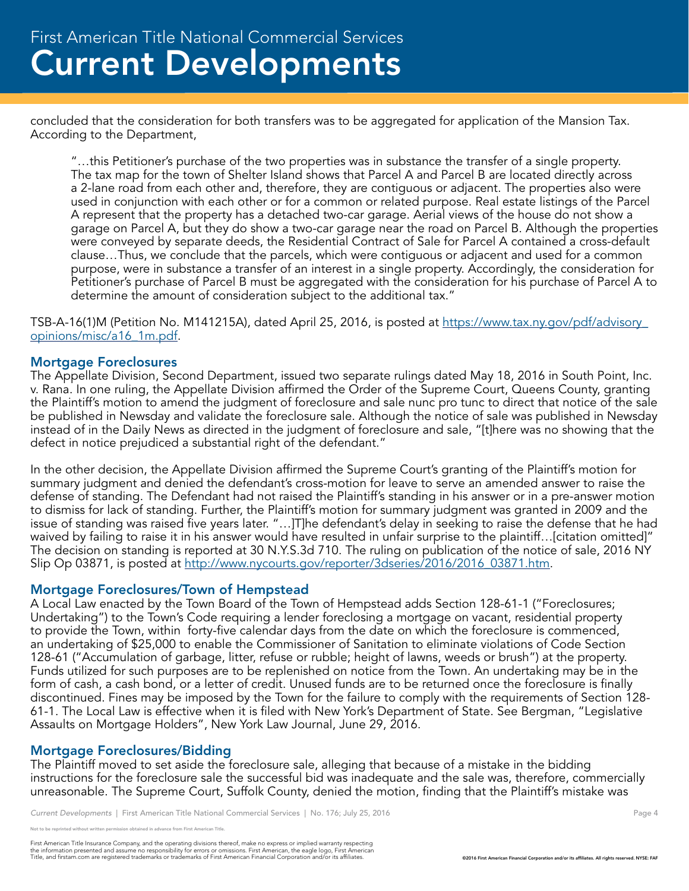concluded that the consideration for both transfers was to be aggregated for application of the Mansion Tax. According to the Department,

> "…this Petitioner's purchase of the two properties was in substance the transfer of a single property. The tax map for the town of Shelter Island shows that Parcel A and Parcel B are located directly across a 2-lane road from each other and, therefore, they are contiguous or adjacent. The properties also were used in conjunction with each other or for a common or related purpose. Real estate listings of the Parcel A represent that the property has a detached two-car garage. Aerial views of the house do not show a garage on Parcel A, but they do show a two-car garage near the road on Parcel B. Although the properties were conveyed by separate deeds, the Residential Contract of Sale for Parcel A contained a cross-default clause…Thus, we conclude that the parcels, which were contiguous or adjacent and used for a common purpose, were in substance a transfer of an interest in a single property. Accordingly, the consideration for Petitioner's purchase of Parcel B must be aggregated with the consideration for his purchase of Parcel A to determine the amount of consideration subject to the additional tax."

TSB-A-16(1)M (Petition No. M141215A), dated April 25, 2016, is posted at https://www.tax.ny.gov/pdf/advisory_opinions/misc/a16_1m.pdf.

## Mortgage Foreclosures

The Appellate Division, Second Department, issued two separate rulings dated May 18, 2016 in South Point, Inc. v. Rana. In one ruling, the Appellate Division affirmed the Order of the Supreme Court, Queens County, granting the Plaintiff's motion to amend the judgment of foreclosure and sale nunc pro tunc to direct that notice of the sale be published in Newsday and validate the foreclosure sale. Although the notice of sale was published in Newsday instead of in the Daily News as directed in the judgment of foreclosure and sale, "[t]here was no showing that the defect in notice prejudiced a substantial right of the defendant."

In the other decision, the Appellate Division affirmed the Supreme Court's granting of the Plaintiff's motion for summary judgment and denied the defendant's cross-motion for leave to serve an amended answer to raise the defense of standing. The Defendant had not raised the Plaintiff's standing in his answer or in a pre-answer motion to dismiss for lack of standing. Further, the Plaintiff's motion for summary judgment was granted in 2009 and the issue of standing was raised five years later. "…[T]he defendant's delay in seeking to raise the defense that he had waived by failing to raise it in his answer would have resulted in unfair surprise to the plaintiff…[citation omitted]" The decision on standing is reported at 30 N.Y.S.3d 710. The ruling on publication of the notice of sale, 2016 NY Slip Op 03871, is posted at http://www.nycourts.gov/reporter/3dseries/2016/2016_03871.htm.

## Mortgage Foreclosures/Town of Hempstead

A Local Law enacted by the Town Board of the Town of Hempstead adds Section 128-61-1 ("Foreclosures; Undertaking") to the Town's Code requiring a lender foreclosing a mortgage on vacant, residential property to provide the Town, within forty-five calendar days from the date on which the foreclosure is commenced, an undertaking of $25,000 to enable the Commissioner of Sanitation to eliminate violations of Code Section 128-61 ("Accumulation of garbage, litter, refuse or rubble; height of lawns, weeds or brush") at the property. Funds utilized for such purposes are to be replenished on notice from the Town. An undertaking may be in the form of cash, a cash bond, or a letter of credit. Unused funds are to be returned once the foreclosure is finally discontinued. Fines may be imposed by the Town for the failure to comply with the requirements of Section 128-61-1. The Local Law is effective when it is filed with New York's Department of State. See Bergman, "Legislative Assaults on Mortgage Holders", New York Law Journal, June 29, 2016.

## Mortgage Foreclosures/Bidding

The Plaintiff moved to set aside the foreclosure sale, alleging that because of a mistake in the bidding instructions for the foreclosure sale the successful bid was inadequate and the sale was, therefore, commercially unreasonable. The Supreme Court, Suffolk County, denied the motion, finding that the Plaintiff's mistake was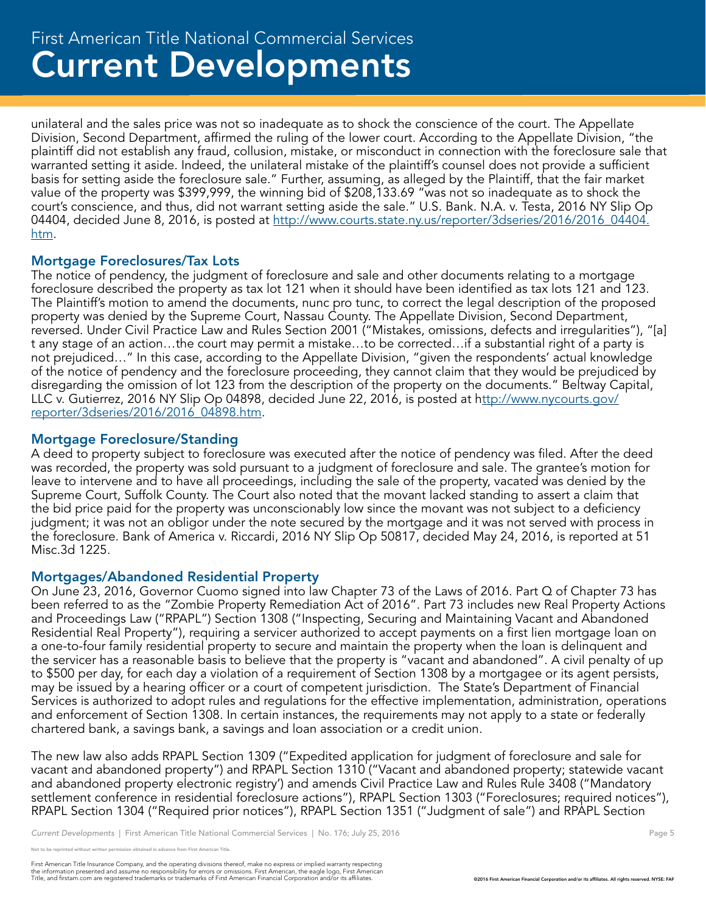unilateral and the sales price was not so inadequate as to shock the conscience of the court. The Appellate Division, Second Department, affirmed the ruling of the lower court. According to the Appellate Division, "the plaintiff did not establish any fraud, collusion, mistake, or misconduct in connection with the foreclosure sale that warranted setting it aside. Indeed, the unilateral mistake of the plaintiff's counsel does not provide a sufficient basis for setting aside the foreclosure sale." Further, assuming, as alleged by the Plaintiff, that the fair market value of the property was $399,999, the winning bid of $208,133.69 "was not so inadequate as to shock the court's conscience, and thus, did not warrant setting aside the sale." U.S. Bank. N.A. v. Testa, 2016 NY Slip Op 04404, decided June 8, 2016, is posted at [http://www.courts.state.ny.us/reporter/3dseries/2016/2016_04404.htm](http://www.courts.state.ny.us/reporter/3dseries/2016/2016_04404.htm).

### Mortgage Foreclosures/Tax Lots

The notice of pendency, the judgment of foreclosure and sale and other documents relating to a mortgage foreclosure described the property as tax lot 121 when it should have been identified as tax lots 121 and 123. The Plaintiff's motion to amend the documents, nunc pro tunc, to correct the legal description of the proposed property was denied by the Supreme Court, Nassau County. The Appellate Division, Second Department, reversed. Under Civil Practice Law and Rules Section 2001 ("Mistakes, omissions, defects and irregularities"), "[a]t any stage of an action…the court may permit a mistake…to be corrected…if a substantial right of a party is not prejudiced…" In this case, according to the Appellate Division, "given the respondents' actual knowledge of the notice of pendency and the foreclosure proceeding, they cannot claim that they would be prejudiced by disregarding the omission of lot 123 from the description of the property on the documents." Beltway Capital, LLC v. Gutierrez, 2016 NY Slip Op 04898, decided June 22, 2016, is posted at [http://www.nycourts.gov/reporter/3dseries/2016/2016_04898.htm](http://www.nycourts.gov/reporter/3dseries/2016/2016_04898.htm).

### Mortgage Foreclosure/Standing

A deed to property subject to foreclosure was executed after the notice of pendency was filed. After the deed was recorded, the property was sold pursuant to a judgment of foreclosure and sale. The grantee's motion for leave to intervene and to have all proceedings, including the sale of the property, vacated was denied by the Supreme Court, Suffolk County. The Court also noted that the movant lacked standing to assert a claim that the bid price paid for the property was unconscionably low since the movant was not subject to a deficiency judgment; it was not an obligor under the note secured by the mortgage and it was not served with process in the foreclosure. Bank of America v. Riccardi, 2016 NY Slip Op 50817, decided May 24, 2016, is reported at 51 Misc.3d 1225.

### Mortgages/Abandoned Residential Property

On June 23, 2016, Governor Cuomo signed into law Chapter 73 of the Laws of 2016. Part Q of Chapter 73 has been referred to as the "Zombie Property Remediation Act of 2016". Part 73 includes new Real Property Actions and Proceedings Law ("RPAPL") Section 1308 ("Inspecting, Securing and Maintaining Vacant and Abandoned Residential Real Property"), requiring a servicer authorized to accept payments on a first lien mortgage loan on a one-to-four family residential property to secure and maintain the property when the loan is delinquent and the servicer has a reasonable basis to believe that the property is "vacant and abandoned". A civil penalty of up to $500 per day, for each day a violation of a requirement of Section 1308 by a mortgagee or its agent persists, may be issued by a hearing officer or a court of competent jurisdiction. The State's Department of Financial Services is authorized to adopt rules and regulations for the effective implementation, administration, operations and enforcement of Section 1308. In certain instances, the requirements may not apply to a state or federally chartered bank, a savings bank, a savings and loan association or a credit union.

The new law also adds RPAPL Section 1309 ("Expedited application for judgment of foreclosure and sale for vacant and abandoned property") and RPAPL Section 1310 ("Vacant and abandoned property; statewide vacant and abandoned property electronic registry') and amends Civil Practice Law and Rules Rule 3408 ("Mandatory settlement conference in residential foreclosure actions"), RPAPL Section 1303 ("Foreclosures; required notices"), RPAPL Section 1304 ("Required prior notices"), RPAPL Section 1351 ("Judgment of sale") and RPAPL Section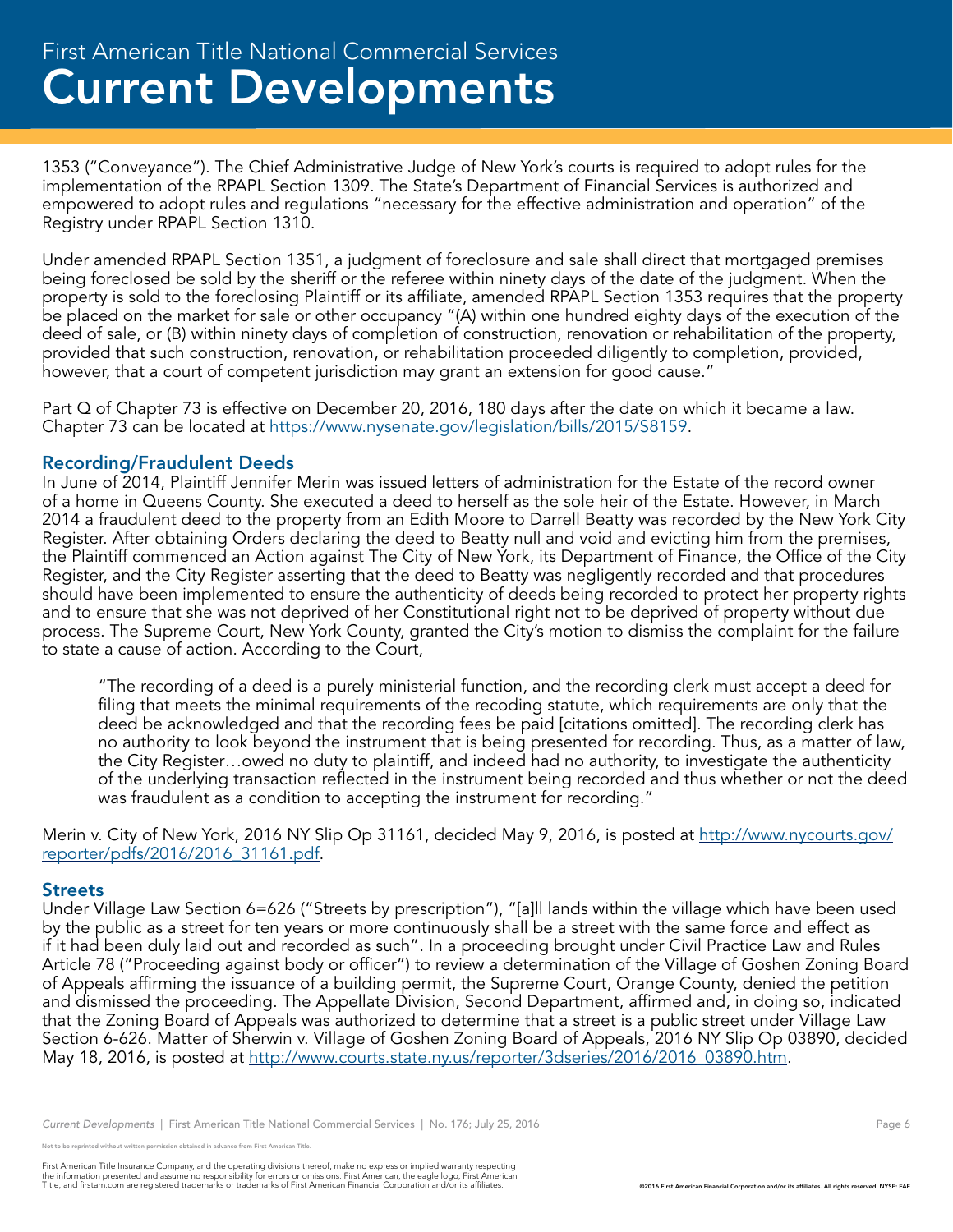1353 ("Conveyance"). The Chief Administrative Judge of New York's courts is required to adopt rules for the implementation of the RPAPL Section 1309. The State's Department of Financial Services is authorized and empowered to adopt rules and regulations "necessary for the effective administration and operation" of the Registry under RPAPL Section 1310.

Under amended RPAPL Section 1351, a judgment of foreclosure and sale shall direct that mortgaged premises being foreclosed be sold by the sheriff or the referee within ninety days of the date of the judgment. When the property is sold to the foreclosing Plaintiff or its affiliate, amended RPAPL Section 1353 requires that the property be placed on the market for sale or other occupancy "(A) within one hundred eighty days of the execution of the deed of sale, or (B) within ninety days of completion of construction, renovation or rehabilitation of the property, provided that such construction, renovation, or rehabilitation proceeded diligently to completion, provided, however, that a court of competent jurisdiction may grant an extension for good cause."

Part Q of Chapter 73 is effective on December 20, 2016, 180 days after the date on which it became a law. Chapter 73 can be located at https://www.nysenate.gov/legislation/bills/2015/S8159.

## Recording/Fraudulent Deeds

In June of 2014, Plaintiff Jennifer Merin was issued letters of administration for the Estate of the record owner of a home in Queens County. She executed a deed to herself as the sole heir of the Estate. However, in March 2014 a fraudulent deed to the property from an Edith Moore to Darrell Beatty was recorded by the New York City Register. After obtaining Orders declaring the deed to Beatty null and void and evicting him from the premises, the Plaintiff commenced an Action against The City of New York, its Department of Finance, the Office of the City Register, and the City Register asserting that the deed to Beatty was negligently recorded and that procedures should have been implemented to ensure the authenticity of deeds being recorded to protect her property rights and to ensure that she was not deprived of her Constitutional right not to be deprived of property without due process. The Supreme Court, New York County, granted the City's motion to dismiss the complaint for the failure to state a cause of action. According to the Court,

> "The recording of a deed is a purely ministerial function, and the recording clerk must accept a deed for filing that meets the minimal requirements of the recoding statute, which requirements are only that the deed be acknowledged and that the recording fees be paid [citations omitted]. The recording clerk has no authority to look beyond the instrument that is being presented for recording. Thus, as a matter of law, the City Register…owed no duty to plaintiff, and indeed had no authority, to investigate the authenticity of the underlying transaction reflected in the instrument being recorded and thus whether or not the deed was fraudulent as a condition to accepting the instrument for recording."

Merin v. City of New York, 2016 NY Slip Op 31161, decided May 9, 2016, is posted at http://www.nycourts.gov/reporter/pdfs/2016/2016_31161.pdf.

## Streets

Under Village Law Section 6=626 ("Streets by prescription"), "[a]ll lands within the village which have been used by the public as a street for ten years or more continuously shall be a street with the same force and effect as if it had been duly laid out and recorded as such". In a proceeding brought under Civil Practice Law and Rules Article 78 ("Proceeding against body or officer") to review a determination of the Village of Goshen Zoning Board of Appeals affirming the issuance of a building permit, the Supreme Court, Orange County, denied the petition and dismissed the proceeding. The Appellate Division, Second Department, affirmed and, in doing so, indicated that the Zoning Board of Appeals was authorized to determine that a street is a public street under Village Law Section 6-626. Matter of Sherwin v. Village of Goshen Zoning Board of Appeals, 2016 NY Slip Op 03890, decided May 18, 2016, is posted at http://www.courts.state.ny.us/reporter/3dseries/2016/2016_03890.htm.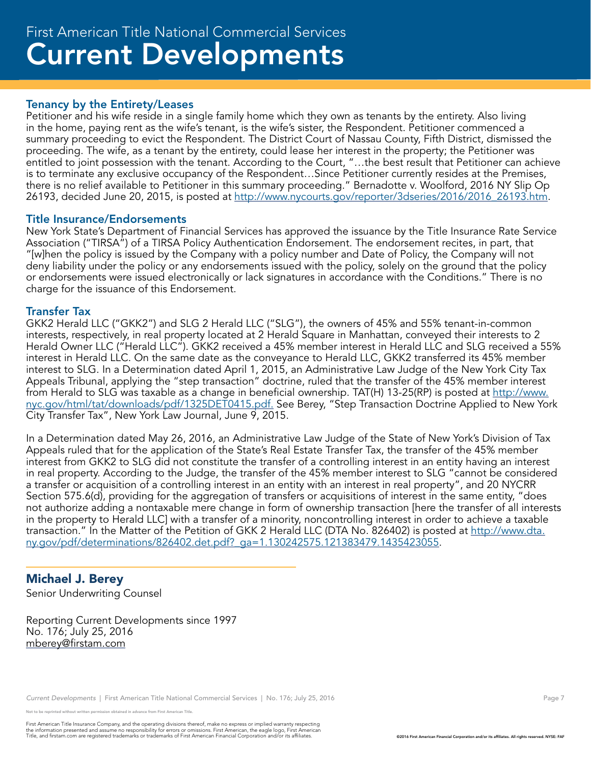# First American Title National Commercial Services
# Current Developments

## Tenancy by the Entirety/Leases

Petitioner and his wife reside in a single family home which they own as tenants by the entirety. Also living in the home, paying rent as the wife's tenant, is the wife's sister, the Respondent. Petitioner commenced a summary proceeding to evict the Respondent. The District Court of Nassau County, Fifth District, dismissed the proceeding. The wife, as a tenant by the entirety, could lease her interest in the property; the Petitioner was entitled to joint possession with the tenant. According to the Court, "…the best result that Petitioner can achieve is to terminate any exclusive occupancy of the Respondent…Since Petitioner currently resides at the Premises, there is no relief available to Petitioner in this summary proceeding." Bernadotte v. Woolford, 2016 NY Slip Op 26193, decided June 20, 2015, is posted at http://www.nycourts.gov/reporter/3dseries/2016/2016_26193.htm.

## Title Insurance/Endorsements

New York State's Department of Financial Services has approved the issuance by the Title Insurance Rate Service Association ("TIRSA") of a TIRSA Policy Authentication Endorsement. The endorsement recites, in part, that "[w]hen the policy is issued by the Company with a policy number and Date of Policy, the Company will not deny liability under the policy or any endorsements issued with the policy, solely on the ground that the policy or endorsements were issued electronically or lack signatures in accordance with the Conditions." There is no charge for the issuance of this Endorsement.

## Transfer Tax

GKK2 Herald LLC ("GKK2") and SLG 2 Herald LLC ("SLG"), the owners of 45% and 55% tenant-in-common interests, respectively, in real property located at 2 Herald Square in Manhattan, conveyed their interests to 2 Herald Owner LLC ("Herald LLC"). GKK2 received a 45% member interest in Herald LLC and SLG received a 55% interest in Herald LLC. On the same date as the conveyance to Herald LLC, GKK2 transferred its 45% member interest to SLG. In a Determination dated April 1, 2015, an Administrative Law Judge of the New York City Tax Appeals Tribunal, applying the "step transaction" doctrine, ruled that the transfer of the 45% member interest from Herald to SLG was taxable as a change in beneficial ownership. TAT(H) 13-25(RP) is posted at http://www.nyc.gov/html/tat/downloads/pdf/1325DET0415.pdf. See Berey, "Step Transaction Doctrine Applied to New York City Transfer Tax", New York Law Journal, June 9, 2015.

In a Determination dated May 26, 2016, an Administrative Law Judge of the State of New York's Division of Tax Appeals ruled that for the application of the State's Real Estate Transfer Tax, the transfer of the 45% member interest from GKK2 to SLG did not constitute the transfer of a controlling interest in an entity having an interest in real property. According to the Judge, the transfer of the 45% member interest to SLG "cannot be considered a transfer or acquisition of a controlling interest in an entity with an interest in real property", and 20 NYCRR Section 575.6(d), providing for the aggregation of transfers or acquisitions of interest in the same entity, "does not authorize adding a nontaxable mere change in form of ownership transaction [here the transfer of all interests in the property to Herald LLC] with a transfer of a minority, noncontrolling interest in order to achieve a taxable transaction." In the Matter of the Petition of GKK 2 Herald LLC (DTA No. 826402) is posted at http://www.dta.ny.gov/pdf/determinations/826402.det.pdf?_ga=1.130242575.121383479.1435423055.

---

**Michael J. Berey**
Senior Underwriting Counsel

Reporting Current Developments since 1997
No. 176; July 25, 2016
mberey@firstam.com

Not to be reprinted without written permission obtained in advance from First American Title.

First American Title Insurance Company, and the operating divisions thereof, make no express or implied warranty respecting the information presented and assume no responsibility for errors or omissions. First American, the eagle logo, First American Title, and firstam.com are registered trademarks or trademarks of First American Financial Corporation and/or its affiliates.

©2016 First American Financial Corporation and/or its affiliates. All rights reserved. NYSE: FAF